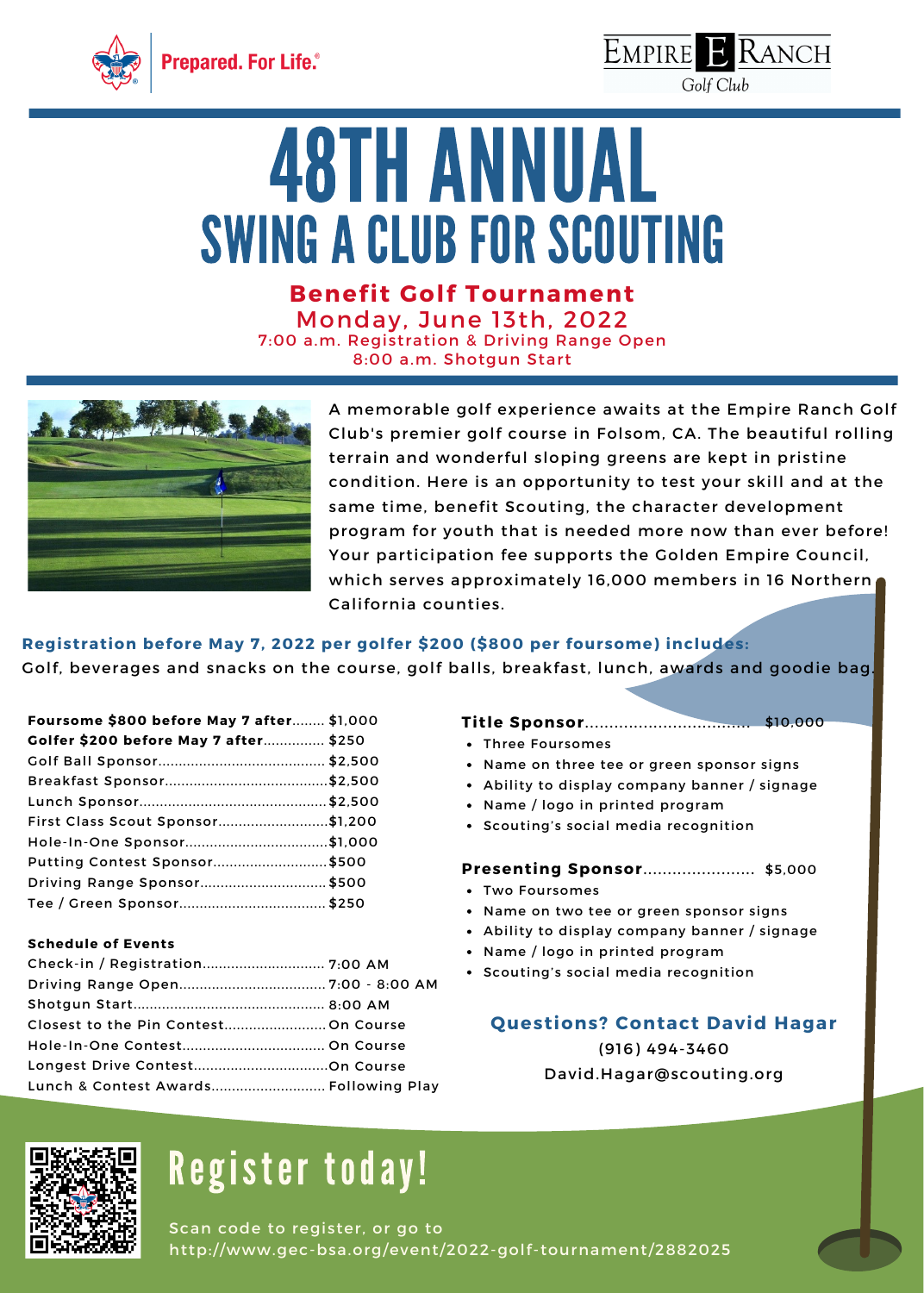Prepared. For Life.®

EMPIRE RANCH Golf Club

# 48TH ANNUAL
# SWING A CLUB FOR SCOUTING

**Benefit Golf Tournament**

Monday, June 13th, 2022

7:00 a.m. Registration & Driving Range Open

8:00 a.m. Shotgun Start

A memorable golf experience awaits at the Empire Ranch Golf Club's premier golf course in Folsom, CA. The beautiful rolling terrain and wonderful sloping greens are kept in pristine condition. Here is an opportunity to test your skill and at the same time, benefit Scouting, the character development program for youth that is needed more now than ever before! Your participation fee supports the Golden Empire Council, which serves approximately 16,000 members in 16 Northern California counties.

**Registration before May 7, 2022 per golfer $200 ($800 per foursome) includes:**
Golf, beverages and snacks on the course, golf balls, breakfast, lunch, awards and goodie bag.

| | |
|---|---|
| **Foursome $800 before May 7 after** | $1,000 |
| **Golfer $200 before May 7 after** | $250 |
| Golf Ball Sponsor | $2,500 |
| Breakfast Sponsor | $2,500 |
| Lunch Sponsor | $2,500 |
| First Class Scout Sponsor | $1,200 |
| Hole-In-One Sponsor | $1,000 |
| Putting Contest Sponsor | $500 |
| Driving Range Sponsor | $500 |
| Tee / Green Sponsor | $250 |

**Schedule of Events**

| | |
|---|---|
| Check-in / Registration | 7:00 AM |
| Driving Range Open | 7:00 - 8:00 AM |
| Shotgun Start | 8:00 AM |
| Closest to the Pin Contest | On Course |
| Hole-In-One Contest | On Course |
| Longest Drive Contest | On Course |
| Lunch & Contest Awards | Following Play |

**Title Sponsor**.................................. $10,000

- Three Foursomes
- Name on three tee or green sponsor signs
- Ability to display company banner / signage
- Name / logo in printed program
- Scouting's social media recognition

**Presenting Sponsor**....................... $5,000

- Two Foursomes
- Name on two tee or green sponsor signs
- Ability to display company banner / signage
- Name / logo in printed program
- Scouting's social media recognition

**Questions? Contact David Hagar**

(916) 494-3460

David.Hagar@scouting.org

## Register today!

Scan code to register, or go to
http://www.gec-bsa.org/event/2022-golf-tournament/2882025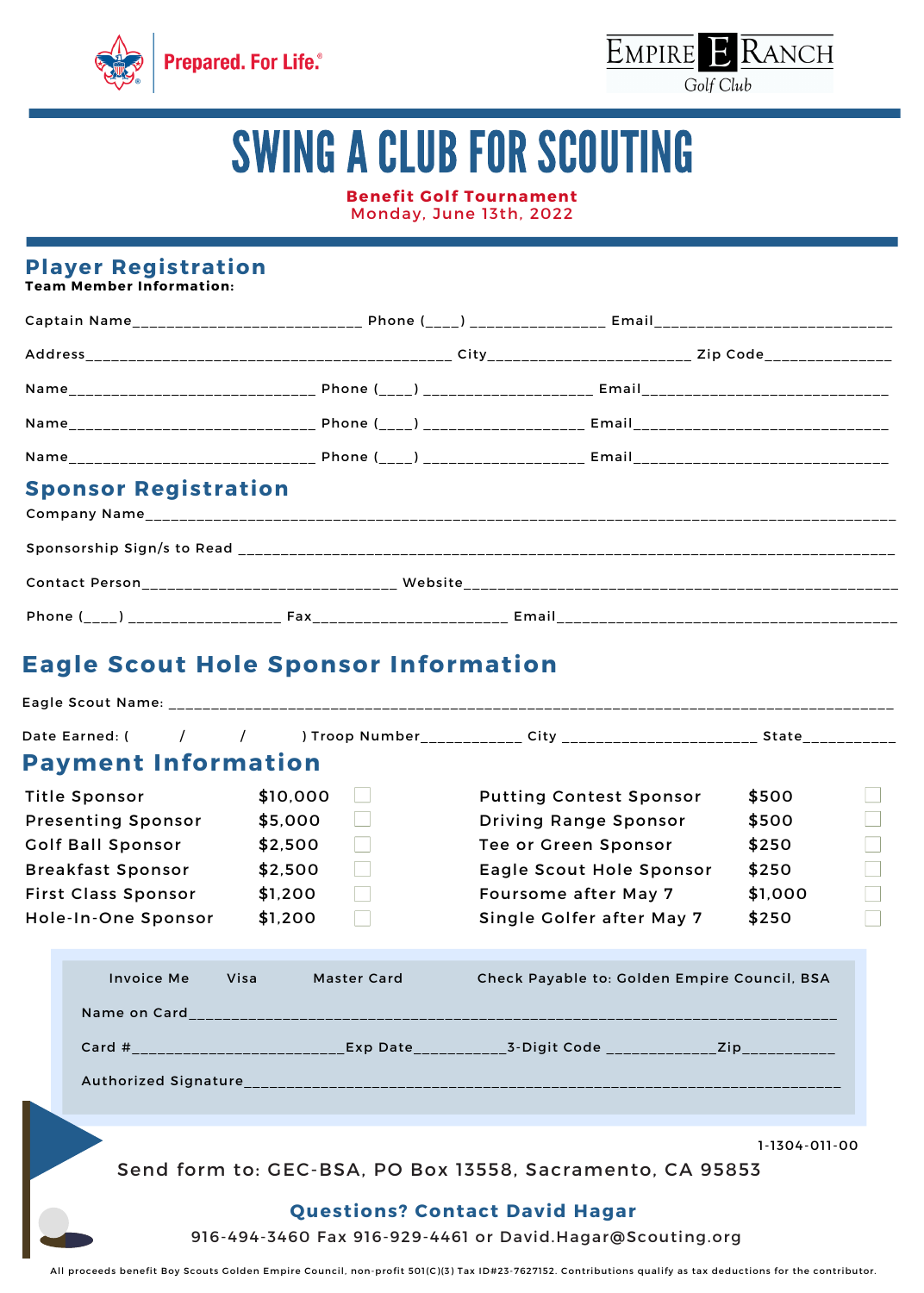Prepared. For Life.®

EMPIRE E RANCH Golf Club

# SWING A CLUB FOR SCOUTING

**Benefit Golf Tournament**
Monday, June 13th, 2022

## Player Registration

**Team Member Information:**

Captain Name___________________________ Phone (____) ________________ Email____________________________

Address_______________________________________________ City________________________ Zip Code_______________

Name_____________________________ Phone (____) ___________________ Email_____________________________

Name_____________________________ Phone (____) __________________ Email______________________________

Name_____________________________ Phone (____) __________________ Email______________________________

## Sponsor Registration

Company Name______________________________________________________________________________________

Sponsorship Sign/s to Read ___________________________________________________________________________

Contact Person______________________________ Website_____________________________________________________

Phone (____) __________________ Fax_______________________ Email_________________________________________

## Eagle Scout Hole Sponsor Information

Eagle Scout Name: __________________________________________________________________________________

Date Earned: (          /          /          ) Troop Number____________ City _______________________ State___________

## Payment Information

| | | | | | |
|---|---|---|---|---|---|
| Title Sponsor | $10,000 | ☐ | Putting Contest Sponsor | $500 | ☐ |
| Presenting Sponsor | $5,000 | ☐ | Driving Range Sponsor | $500 | ☐ |
| Golf Ball Sponsor | $2,500 | ☐ | Tee or Green Sponsor | $250 | ☐ |
| Breakfast Sponsor | $2,500 | ☐ | Eagle Scout Hole Sponsor | $250 | ☐ |
| First Class Sponsor | $1,200 | ☐ | Foursome after May 7 | $1,000 | ☐ |
| Hole-In-One Sponsor | $1,200 | ☐ | Single Golfer after May 7 | $250 | ☐ |

Invoice Me     Visa     Master Card     Check Payable to: Golden Empire Council, BSA

Name on Card___________________________________________________________________________

Card #_________________________Exp Date__________3-Digit Code _____________Zip___________

Authorized Signature____________________________________________________________________

1-1304-011-00

Send form to: GEC-BSA, PO Box 13558, Sacramento, CA 95853

**Questions? Contact David Hagar**

916-494-3460 Fax 916-929-4461 or David.Hagar@Scouting.org

All proceeds benefit Boy Scouts Golden Empire Council, non-profit 501(C)(3) Tax ID#23-7627152. Contributions qualify as tax deductions for the contributor.